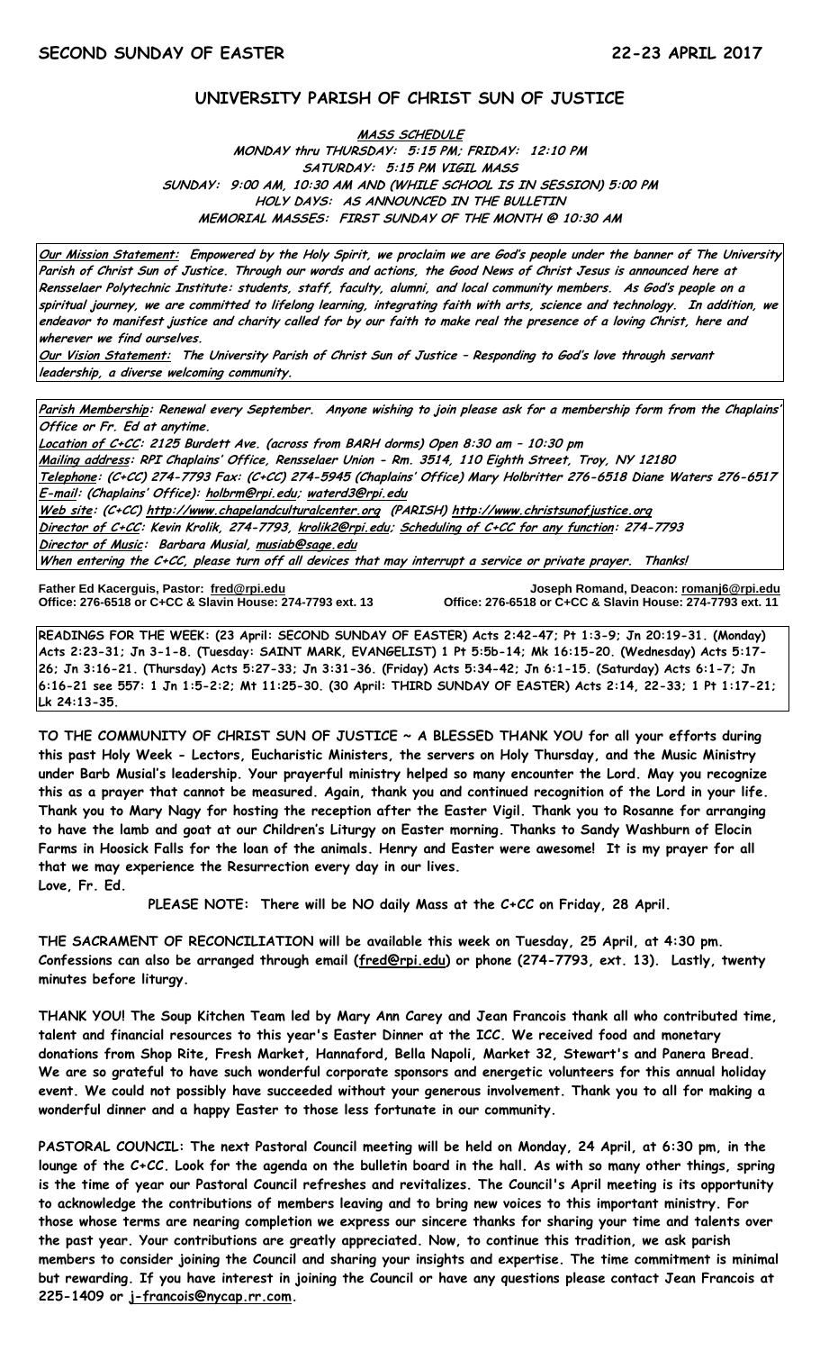**SECOND SUNDAY OF EASTER** **22-23 APRIL 2017**

# UNIVERSITY PARISH OF CHRIST SUN OF JUSTICE

**MASS SCHEDULE**
**MONDAY thru THURSDAY: 5:15 PM; FRIDAY: 12:10 PM**
**SATURDAY: 5:15 PM VIGIL MASS**
**SUNDAY: 9:00 AM, 10:30 AM AND (WHILE SCHOOL IS IN SESSION) 5:00 PM**
**HOLY DAYS: AS ANNOUNCED IN THE BULLETIN**
**MEMORIAL MASSES: FIRST SUNDAY OF THE MONTH @ 10:30 AM**

***Our Mission Statement:*** ***Empowered by the Holy Spirit, we proclaim we are God's people under the banner of The University Parish of Christ Sun of Justice. Through our words and actions, the Good News of Christ Jesus is announced here at Rensselaer Polytechnic Institute: students, staff, faculty, alumni, and local community members. As God's people on a spiritual journey, we are committed to lifelong learning, integrating faith with arts, science and technology. In addition, we endeavor to manifest justice and charity called for by our faith to make real the presence of a loving Christ, here and wherever we find ourselves.***

***Our Vision Statement:*** ***The University Parish of Christ Sun of Justice – Responding to God's love through servant leadership, a diverse welcoming community.***

***Parish Membership: Renewal every September. Anyone wishing to join please ask for a membership form from the Chaplains' Office or Fr. Ed at anytime.***
***Location of C+CC: 2125 Burdett Ave. (across from BARH dorms) Open 8:30 am – 10:30 pm***
***Mailing address: RPI Chaplains' Office, Rensselaer Union - Rm. 3514, 110 Eighth Street, Troy, NY 12180***
***Telephone: (C+CC) 274-7793 Fax: (C+CC) 274-5945 (Chaplains' Office) Mary Holbritter 276-6518 Diane Waters 276-6517***
***E-mail: (Chaplains' Office): holbrm@rpi.edu; waterd3@rpi.edu***
***Web site: (C+CC) http://www.chapelandculturalcenter.org (PARISH) http://www.christsunofjustice.org***
***Director of C+CC: Kevin Krolik, 274-7793, krolik2@rpi.edu; Scheduling of C+CC for any function: 274-7793***
***Director of Music: Barbara Musial, musiab@sage.edu***
***When entering the C+CC, please turn off all devices that may interrupt a service or private prayer. Thanks!***

**Father Ed Kacerguis, Pastor: fred@rpi.edu**
**Office: 276-6518 or C+CC & Slavin House: 274-7793 ext. 13**

**Joseph Romand, Deacon: romanj6@rpi.edu**
**Office: 276-6518 or C+CC & Slavin House: 274-7793 ext. 11**

**READINGS FOR THE WEEK: (23 April: SECOND SUNDAY OF EASTER) Acts 2:42-47; Pt 1:3-9; Jn 20:19-31. (Monday) Acts 2:23-31; Jn 3-1-8. (Tuesday: SAINT MARK, EVANGELIST) 1 Pt 5:5b-14; Mk 16:15-20. (Wednesday) Acts 5:17-26; Jn 3:16-21. (Thursday) Acts 5:27-33; Jn 3:31-36. (Friday) Acts 5:34-42; Jn 6:1-15. (Saturday) Acts 6:1-7; Jn 6:16-21 see 557: 1 Jn 1:5-2:2; Mt 11:25-30. (30 April: THIRD SUNDAY OF EASTER) Acts 2:14, 22-33; 1 Pt 1:17-21; Lk 24:13-35.**

**TO THE COMMUNITY OF CHRIST SUN OF JUSTICE ~ A BLESSED THANK YOU for all your efforts during this past Holy Week - Lectors, Eucharistic Ministers, the servers on Holy Thursday, and the Music Ministry under Barb Musial's leadership. Your prayerful ministry helped so many encounter the Lord. May you recognize this as a prayer that cannot be measured. Again, thank you and continued recognition of the Lord in your life. Thank you to Mary Nagy for hosting the reception after the Easter Vigil. Thank you to Rosanne for arranging to have the lamb and goat at our Children's Liturgy on Easter morning. Thanks to Sandy Washburn of Elocin Farms in Hoosick Falls for the loan of the animals. Henry and Easter were awesome! It is my prayer for all that we may experience the Resurrection every day in our lives.**
**Love, Fr. Ed.**

**PLEASE NOTE: There will be NO daily Mass at the C+CC on Friday, 28 April.**

**THE SACRAMENT OF RECONCILIATION will be available this week on Tuesday, 25 April, at 4:30 pm. Confessions can also be arranged through email (fred@rpi.edu) or phone (274-7793, ext. 13). Lastly, twenty minutes before liturgy.**

**THANK YOU! The Soup Kitchen Team led by Mary Ann Carey and Jean Francois thank all who contributed time, talent and financial resources to this year's Easter Dinner at the ICC. We received food and monetary donations from Shop Rite, Fresh Market, Hannaford, Bella Napoli, Market 32, Stewart's and Panera Bread. We are so grateful to have such wonderful corporate sponsors and energetic volunteers for this annual holiday event. We could not possibly have succeeded without your generous involvement. Thank you to all for making a wonderful dinner and a happy Easter to those less fortunate in our community.**

**PASTORAL COUNCIL: The next Pastoral Council meeting will be held on Monday, 24 April, at 6:30 pm, in the lounge of the C+CC. Look for the agenda on the bulletin board in the hall. As with so many other things, spring is the time of year our Pastoral Council refreshes and revitalizes. The Council's April meeting is its opportunity to acknowledge the contributions of members leaving and to bring new voices to this important ministry. For those whose terms are nearing completion we express our sincere thanks for sharing your time and talents over the past year. Your contributions are greatly appreciated. Now, to continue this tradition, we ask parish members to consider joining the Council and sharing your insights and expertise. The time commitment is minimal but rewarding. If you have interest in joining the Council or have any questions please contact Jean Francois at 225-1409 or j-francois@nycap.rr.com.**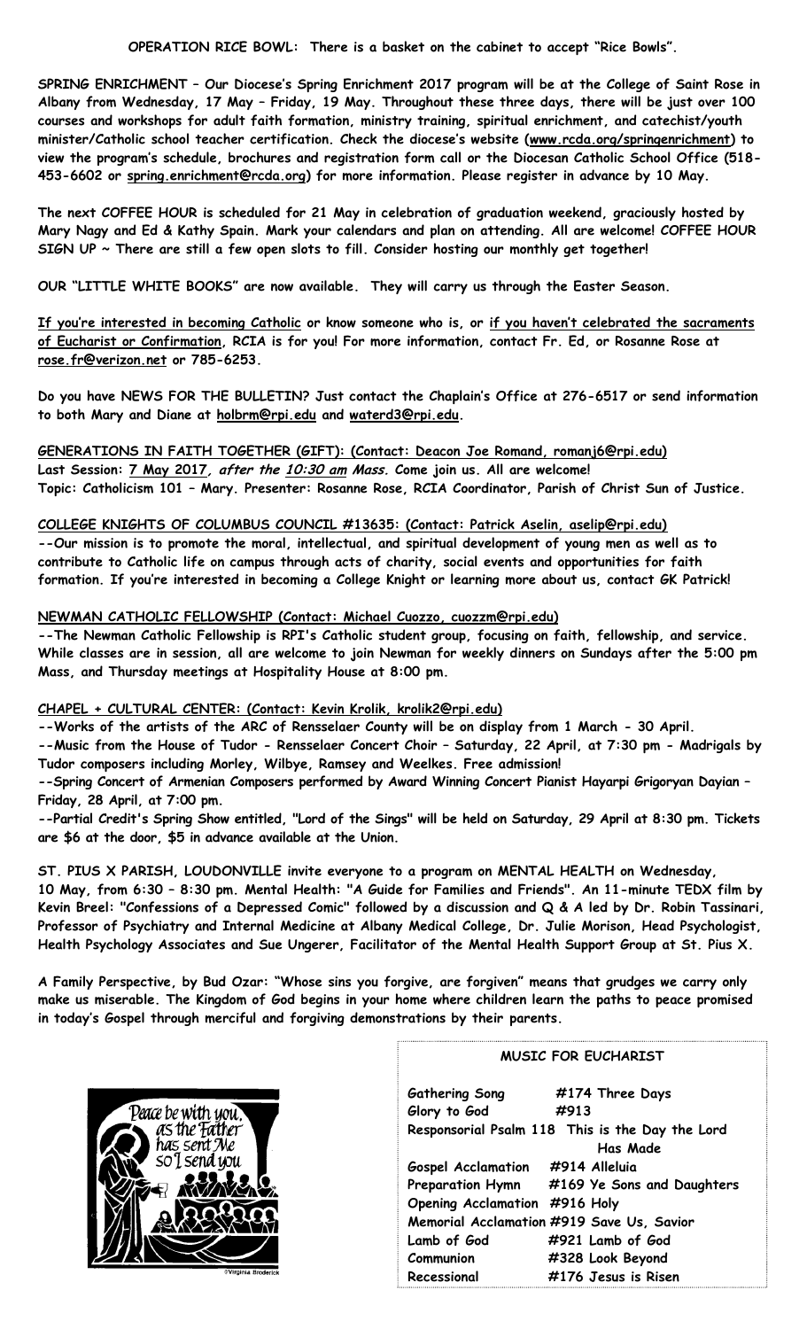**OPERATION RICE BOWL: There is a basket on the cabinet to accept "Rice Bowls".**

**SPRING ENRICHMENT – Our Diocese's Spring Enrichment 2017 program will be at the College of Saint Rose in Albany from Wednesday, 17 May – Friday, 19 May. Throughout these three days, there will be just over 100 courses and workshops for adult faith formation, ministry training, spiritual enrichment, and catechist/youth minister/Catholic school teacher certification. Check the diocese's website (www.rcda.org/springenrichment) to view the program's schedule, brochures and registration form call or the Diocesan Catholic School Office (518-453-6602 or spring.enrichment@rcda.org) for more information. Please register in advance by 10 May.**

**The next COFFEE HOUR is scheduled for 21 May in celebration of graduation weekend, graciously hosted by Mary Nagy and Ed & Kathy Spain. Mark your calendars and plan on attending. All are welcome! COFFEE HOUR SIGN UP ~ There are still a few open slots to fill. Consider hosting our monthly get together!**

**OUR "LITTLE WHITE BOOKS" are now available. They will carry us through the Easter Season.**

**If you're interested in becoming Catholic or know someone who is, or if you haven't celebrated the sacraments of Eucharist or Confirmation, RCIA is for you! For more information, contact Fr. Ed, or Rosanne Rose at rose.fr@verizon.net or 785-6253.**

**Do you have NEWS FOR THE BULLETIN? Just contact the Chaplain's Office at 276-6517 or send information to both Mary and Diane at holbrm@rpi.edu and waterd3@rpi.edu.**

**GENERATIONS IN FAITH TOGETHER (GIFT): (Contact: Deacon Joe Romand, romanj6@rpi.edu)**
**Last Session: 7 May 2017, *after the 10:30 am Mass.* Come join us. All are welcome!**
**Topic: Catholicism 101 – Mary. Presenter: Rosanne Rose, RCIA Coordinator, Parish of Christ Sun of Justice.**

**COLLEGE KNIGHTS OF COLUMBUS COUNCIL #13635: (Contact: Patrick Aselin, aselip@rpi.edu)**
**--Our mission is to promote the moral, intellectual, and spiritual development of young men as well as to contribute to Catholic life on campus through acts of charity, social events and opportunities for faith formation. If you're interested in becoming a College Knight or learning more about us, contact GK Patrick!**

**NEWMAN CATHOLIC FELLOWSHIP (Contact: Michael Cuozzo, cuozzm@rpi.edu)**
**--The Newman Catholic Fellowship is RPI's Catholic student group, focusing on faith, fellowship, and service. While classes are in session, all are welcome to join Newman for weekly dinners on Sundays after the 5:00 pm Mass, and Thursday meetings at Hospitality House at 8:00 pm.**

**CHAPEL + CULTURAL CENTER: (Contact: Kevin Krolik, krolik2@rpi.edu)**
**--Works of the artists of the ARC of Rensselaer County will be on display from 1 March - 30 April.**
**--Music from the House of Tudor - Rensselaer Concert Choir – Saturday, 22 April, at 7:30 pm - Madrigals by Tudor composers including Morley, Wilbye, Ramsey and Weelkes. Free admission!**
**--Spring Concert of Armenian Composers performed by Award Winning Concert Pianist Hayarpi Grigoryan Dayian – Friday, 28 April, at 7:00 pm.**
**--Partial Credit's Spring Show entitled, "Lord of the Sings" will be held on Saturday, 29 April at 8:30 pm. Tickets are $6 at the door, $5 in advance available at the Union.**

**ST. PIUS X PARISH, LOUDONVILLE invite everyone to a program on MENTAL HEALTH on Wednesday, 10 May, from 6:30 – 8:30 pm. Mental Health: "A Guide for Families and Friends". An 11-minute TEDX film by Kevin Breel: "Confessions of a Depressed Comic" followed by a discussion and Q & A led by Dr. Robin Tassinari, Professor of Psychiatry and Internal Medicine at Albany Medical College, Dr. Julie Morison, Head Psychologist, Health Psychology Associates and Sue Ungerer, Facilitator of the Mental Health Support Group at St. Pius X.**

**A Family Perspective, by Bud Ozar: "Whose sins you forgive, are forgiven" means that grudges we carry only make us miserable. The Kingdom of God begins in your home where children learn the paths to peace promised in today's Gospel through merciful and forgiving demonstrations by their parents.**

Peace be with you, as the Father has sent Me so I send you

©Virginia Broderick

**MUSIC FOR EUCHARIST**

| | |
|---|---|
| Gathering Song | #174 Three Days |
| Glory to God | #913 |
| Responsorial Psalm 118 | This is the Day the Lord Has Made |
| Gospel Acclamation | #914 Alleluia |
| Preparation Hymn | #169 Ye Sons and Daughters |
| Opening Acclamation | #916 Holy |
| Memorial Acclamation | #919 Save Us, Savior |
| Lamb of God | #921 Lamb of God |
| Communion | #328 Look Beyond |
| Recessional | #176 Jesus is Risen |